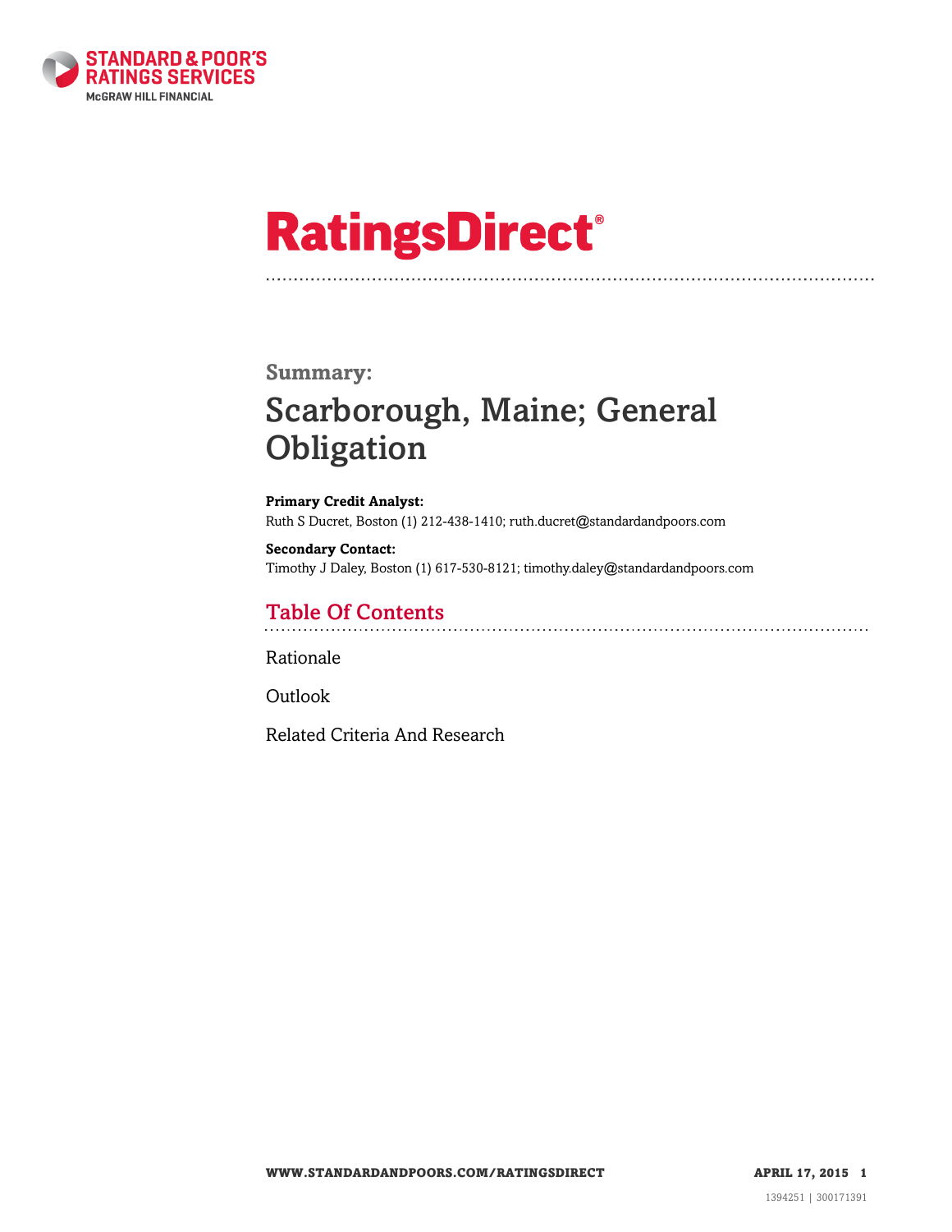# Summary:

# Scarborough, Maine; General Obligation

**Primary Credit Analyst:**
Ruth S Ducret, Boston (1) 212-438-1410; ruth.ducret@standardandpoors.com

**Secondary Contact:**
Timothy J Daley, Boston (1) 617-530-8121; timothy.daley@standardandpoors.com

## Table Of Contents

Rationale

Outlook

Related Criteria And Research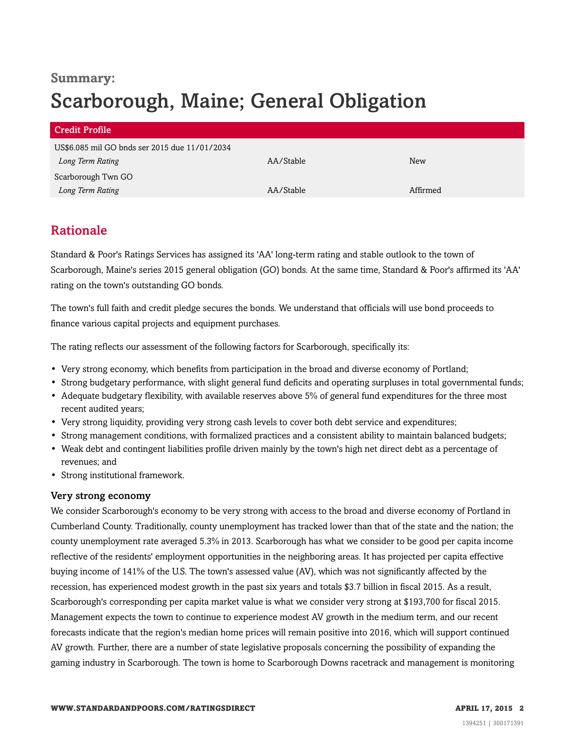**Summary:**

# Scarborough, Maine; General Obligation

| Credit Profile | | |
|---|---|---|
| US$6.085 mil GO bnds ser 2015 due 11/01/2034 | | |
| *Long Term Rating* | AA/Stable | New |
| Scarborough Twn GO | | |
| *Long Term Rating* | AA/Stable | Affirmed |

## Rationale

Standard & Poor's Ratings Services has assigned its 'AA' long-term rating and stable outlook to the town of Scarborough, Maine's series 2015 general obligation (GO) bonds. At the same time, Standard & Poor's affirmed its 'AA' rating on the town's outstanding GO bonds.

The town's full faith and credit pledge secures the bonds. We understand that officials will use bond proceeds to finance various capital projects and equipment purchases.

The rating reflects our assessment of the following factors for Scarborough, specifically its:

- Very strong economy, which benefits from participation in the broad and diverse economy of Portland;
- Strong budgetary performance, with slight general fund deficits and operating surpluses in total governmental funds;
- Adequate budgetary flexibility, with available reserves above 5% of general fund expenditures for the three most recent audited years;
- Very strong liquidity, providing very strong cash levels to cover both debt service and expenditures;
- Strong management conditions, with formalized practices and a consistent ability to maintain balanced budgets;
- Weak debt and contingent liabilities profile driven mainly by the town's high net direct debt as a percentage of revenues; and
- Strong institutional framework.

### Very strong economy

We consider Scarborough's economy to be very strong with access to the broad and diverse economy of Portland in Cumberland County. Traditionally, county unemployment has tracked lower than that of the state and the nation; the county unemployment rate averaged 5.3% in 2013. Scarborough has what we consider to be good per capita income reflective of the residents' employment opportunities in the neighboring areas. It has projected per capita effective buying income of 141% of the U.S. The town's assessed value (AV), which was not significantly affected by the recession, has experienced modest growth in the past six years and totals $3.7 billion in fiscal 2015. As a result, Scarborough's corresponding per capita market value is what we consider very strong at $193,700 for fiscal 2015. Management expects the town to continue to experience modest AV growth in the medium term, and our recent forecasts indicate that the region's median home prices will remain positive into 2016, which will support continued AV growth. Further, there are a number of state legislative proposals concerning the possibility of expanding the gaming industry in Scarborough. The town is home to Scarborough Downs racetrack and management is monitoring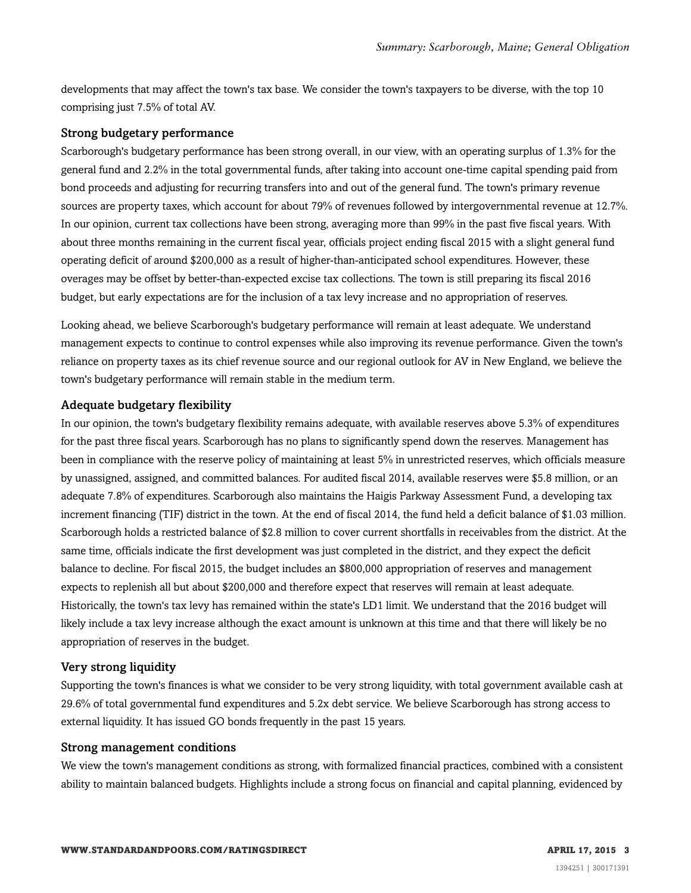developments that may affect the town's tax base. We consider the town's taxpayers to be diverse, with the top 10 comprising just 7.5% of total AV.

### Strong budgetary performance

Scarborough's budgetary performance has been strong overall, in our view, with an operating surplus of 1.3% for the general fund and 2.2% in the total governmental funds, after taking into account one-time capital spending paid from bond proceeds and adjusting for recurring transfers into and out of the general fund. The town's primary revenue sources are property taxes, which account for about 79% of revenues followed by intergovernmental revenue at 12.7%. In our opinion, current tax collections have been strong, averaging more than 99% in the past five fiscal years. With about three months remaining in the current fiscal year, officials project ending fiscal 2015 with a slight general fund operating deficit of around $200,000 as a result of higher-than-anticipated school expenditures. However, these overages may be offset by better-than-expected excise tax collections. The town is still preparing its fiscal 2016 budget, but early expectations are for the inclusion of a tax levy increase and no appropriation of reserves.

Looking ahead, we believe Scarborough's budgetary performance will remain at least adequate. We understand management expects to continue to control expenses while also improving its revenue performance. Given the town's reliance on property taxes as its chief revenue source and our regional outlook for AV in New England, we believe the town's budgetary performance will remain stable in the medium term.

### Adequate budgetary flexibility

In our opinion, the town's budgetary flexibility remains adequate, with available reserves above 5.3% of expenditures for the past three fiscal years. Scarborough has no plans to significantly spend down the reserves. Management has been in compliance with the reserve policy of maintaining at least 5% in unrestricted reserves, which officials measure by unassigned, assigned, and committed balances. For audited fiscal 2014, available reserves were $5.8 million, or an adequate 7.8% of expenditures. Scarborough also maintains the Haigis Parkway Assessment Fund, a developing tax increment financing (TIF) district in the town. At the end of fiscal 2014, the fund held a deficit balance of $1.03 million. Scarborough holds a restricted balance of $2.8 million to cover current shortfalls in receivables from the district. At the same time, officials indicate the first development was just completed in the district, and they expect the deficit balance to decline. For fiscal 2015, the budget includes an $800,000 appropriation of reserves and management expects to replenish all but about $200,000 and therefore expect that reserves will remain at least adequate. Historically, the town's tax levy has remained within the state's LD1 limit. We understand that the 2016 budget will likely include a tax levy increase although the exact amount is unknown at this time and that there will likely be no appropriation of reserves in the budget.

### Very strong liquidity

Supporting the town's finances is what we consider to be very strong liquidity, with total government available cash at 29.6% of total governmental fund expenditures and 5.2x debt service. We believe Scarborough has strong access to external liquidity. It has issued GO bonds frequently in the past 15 years.

### Strong management conditions

We view the town's management conditions as strong, with formalized financial practices, combined with a consistent ability to maintain balanced budgets. Highlights include a strong focus on financial and capital planning, evidenced by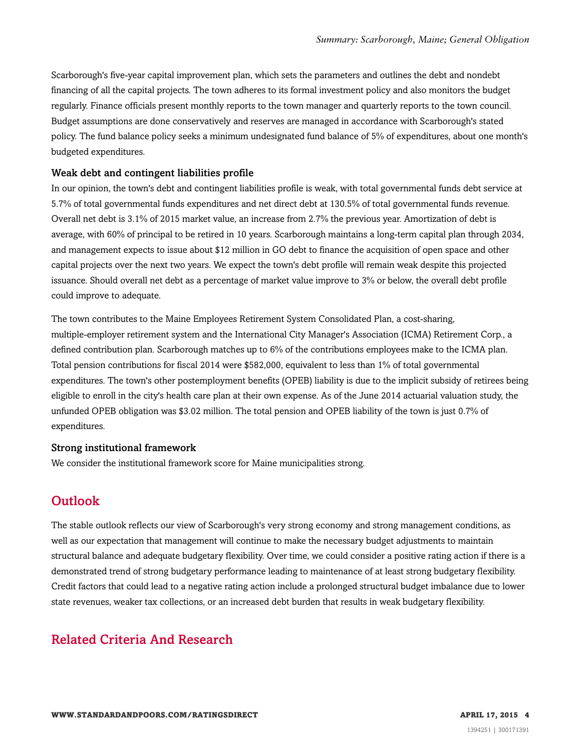Scarborough's five-year capital improvement plan, which sets the parameters and outlines the debt and nondebt financing of all the capital projects. The town adheres to its formal investment policy and also monitors the budget regularly. Finance officials present monthly reports to the town manager and quarterly reports to the town council. Budget assumptions are done conservatively and reserves are managed in accordance with Scarborough's stated policy. The fund balance policy seeks a minimum undesignated fund balance of 5% of expenditures, about one month's budgeted expenditures.

### Weak debt and contingent liabilities profile

In our opinion, the town's debt and contingent liabilities profile is weak, with total governmental funds debt service at 5.7% of total governmental funds expenditures and net direct debt at 130.5% of total governmental funds revenue. Overall net debt is 3.1% of 2015 market value, an increase from 2.7% the previous year. Amortization of debt is average, with 60% of principal to be retired in 10 years. Scarborough maintains a long-term capital plan through 2034, and management expects to issue about $12 million in GO debt to finance the acquisition of open space and other capital projects over the next two years. We expect the town's debt profile will remain weak despite this projected issuance. Should overall net debt as a percentage of market value improve to 3% or below, the overall debt profile could improve to adequate.

The town contributes to the Maine Employees Retirement System Consolidated Plan, a cost-sharing, multiple-employer retirement system and the International City Manager's Association (ICMA) Retirement Corp., a defined contribution plan. Scarborough matches up to 6% of the contributions employees make to the ICMA plan. Total pension contributions for fiscal 2014 were $582,000, equivalent to less than 1% of total governmental expenditures. The town's other postemployment benefits (OPEB) liability is due to the implicit subsidy of retirees being eligible to enroll in the city's health care plan at their own expense. As of the June 2014 actuarial valuation study, the unfunded OPEB obligation was $3.02 million. The total pension and OPEB liability of the town is just 0.7% of expenditures.

### Strong institutional framework

We consider the institutional framework score for Maine municipalities strong.

## Outlook

The stable outlook reflects our view of Scarborough's very strong economy and strong management conditions, as well as our expectation that management will continue to make the necessary budget adjustments to maintain structural balance and adequate budgetary flexibility. Over time, we could consider a positive rating action if there is a demonstrated trend of strong budgetary performance leading to maintenance of at least strong budgetary flexibility. Credit factors that could lead to a negative rating action include a prolonged structural budget imbalance due to lower state revenues, weaker tax collections, or an increased debt burden that results in weak budgetary flexibility.

## Related Criteria And Research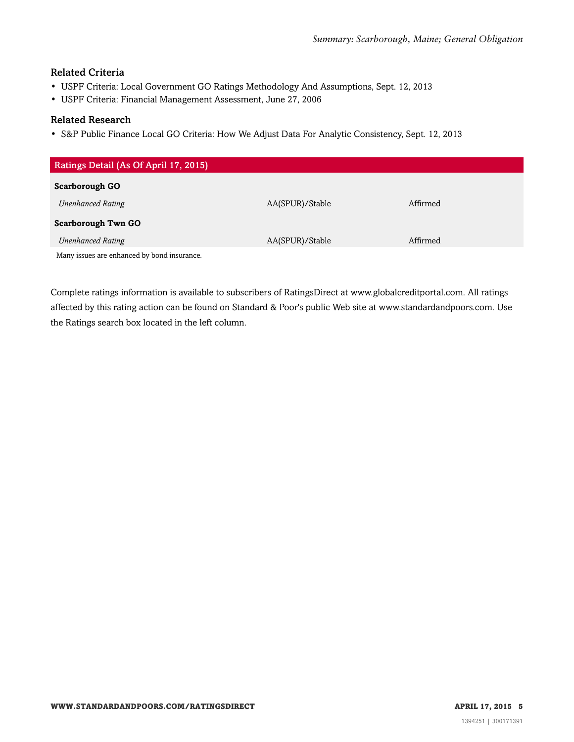### Related Criteria

- USPF Criteria: Local Government GO Ratings Methodology And Assumptions, Sept. 12, 2013
- USPF Criteria: Financial Management Assessment, June 27, 2006

### Related Research

- S&P Public Finance Local GO Criteria: How We Adjust Data For Analytic Consistency, Sept. 12, 2013

| Ratings Detail (As Of April 17, 2015) | | |
|---|---|---|
| **Scarborough GO** | | |
| *Unenhanced Rating* | AA(SPUR)/Stable | Affirmed |
| **Scarborough Twn GO** | | |
| *Unenhanced Rating* | AA(SPUR)/Stable | Affirmed |

Many issues are enhanced by bond insurance.

Complete ratings information is available to subscribers of RatingsDirect at www.globalcreditportal.com. All ratings affected by this rating action can be found on Standard & Poor's public Web site at www.standardandpoors.com. Use the Ratings search box located in the left column.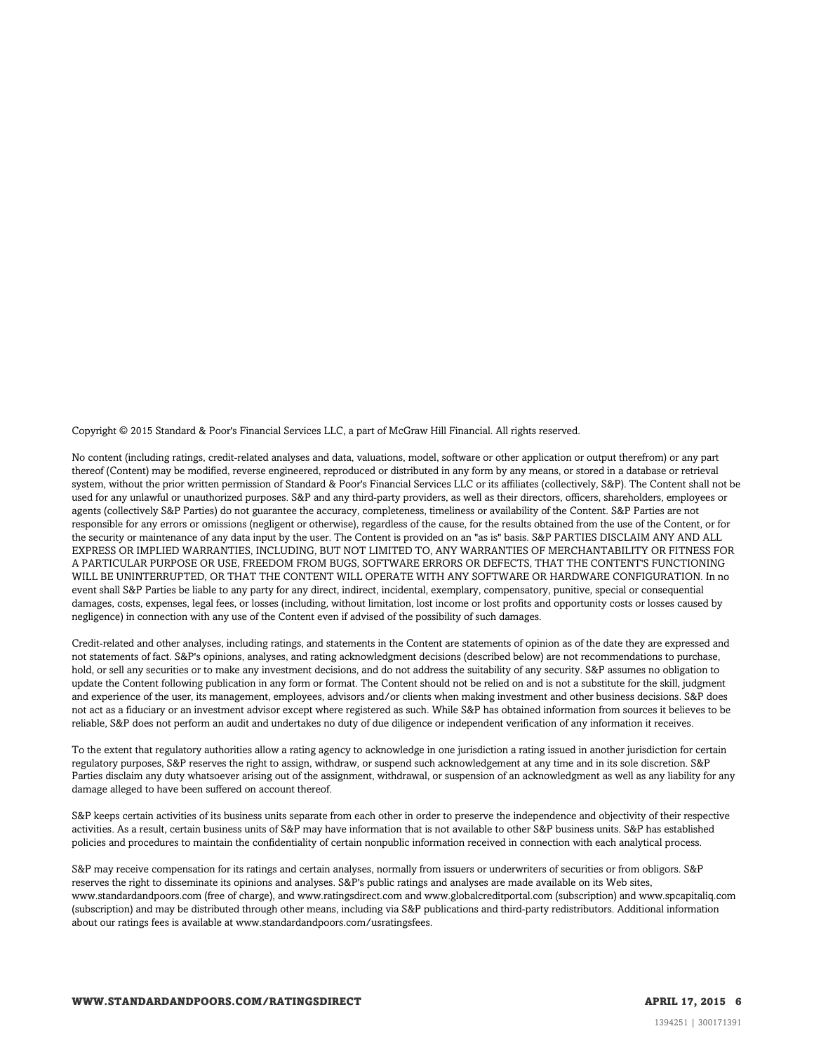Copyright © 2015 Standard & Poor's Financial Services LLC, a part of McGraw Hill Financial. All rights reserved.

No content (including ratings, credit-related analyses and data, valuations, model, software or other application or output therefrom) or any part thereof (Content) may be modified, reverse engineered, reproduced or distributed in any form by any means, or stored in a database or retrieval system, without the prior written permission of Standard & Poor's Financial Services LLC or its affiliates (collectively, S&P). The Content shall not be used for any unlawful or unauthorized purposes. S&P and any third-party providers, as well as their directors, officers, shareholders, employees or agents (collectively S&P Parties) do not guarantee the accuracy, completeness, timeliness or availability of the Content. S&P Parties are not responsible for any errors or omissions (negligent or otherwise), regardless of the cause, for the results obtained from the use of the Content, or for the security or maintenance of any data input by the user. The Content is provided on an "as is" basis. S&P PARTIES DISCLAIM ANY AND ALL EXPRESS OR IMPLIED WARRANTIES, INCLUDING, BUT NOT LIMITED TO, ANY WARRANTIES OF MERCHANTABILITY OR FITNESS FOR A PARTICULAR PURPOSE OR USE, FREEDOM FROM BUGS, SOFTWARE ERRORS OR DEFECTS, THAT THE CONTENT'S FUNCTIONING WILL BE UNINTERRUPTED, OR THAT THE CONTENT WILL OPERATE WITH ANY SOFTWARE OR HARDWARE CONFIGURATION. In no event shall S&P Parties be liable to any party for any direct, indirect, incidental, exemplary, compensatory, punitive, special or consequential damages, costs, expenses, legal fees, or losses (including, without limitation, lost income or lost profits and opportunity costs or losses caused by negligence) in connection with any use of the Content even if advised of the possibility of such damages.

Credit-related and other analyses, including ratings, and statements in the Content are statements of opinion as of the date they are expressed and not statements of fact. S&P's opinions, analyses, and rating acknowledgment decisions (described below) are not recommendations to purchase, hold, or sell any securities or to make any investment decisions, and do not address the suitability of any security. S&P assumes no obligation to update the Content following publication in any form or format. The Content should not be relied on and is not a substitute for the skill, judgment and experience of the user, its management, employees, advisors and/or clients when making investment and other business decisions. S&P does not act as a fiduciary or an investment advisor except where registered as such. While S&P has obtained information from sources it believes to be reliable, S&P does not perform an audit and undertakes no duty of due diligence or independent verification of any information it receives.

To the extent that regulatory authorities allow a rating agency to acknowledge in one jurisdiction a rating issued in another jurisdiction for certain regulatory purposes, S&P reserves the right to assign, withdraw, or suspend such acknowledgement at any time and in its sole discretion. S&P Parties disclaim any duty whatsoever arising out of the assignment, withdrawal, or suspension of an acknowledgment as well as any liability for any damage alleged to have been suffered on account thereof.

S&P keeps certain activities of its business units separate from each other in order to preserve the independence and objectivity of their respective activities. As a result, certain business units of S&P may have information that is not available to other S&P business units. S&P has established policies and procedures to maintain the confidentiality of certain nonpublic information received in connection with each analytical process.

S&P may receive compensation for its ratings and certain analyses, normally from issuers or underwriters of securities or from obligors. S&P reserves the right to disseminate its opinions and analyses. S&P's public ratings and analyses are made available on its Web sites, www.standardandpoors.com (free of charge), and www.ratingsdirect.com and www.globalcreditportal.com (subscription) and www.spcapitaliq.com (subscription) and may be distributed through other means, including via S&P publications and third-party redistributors. Additional information about our ratings fees is available at www.standardandpoors.com/usratingsfees.